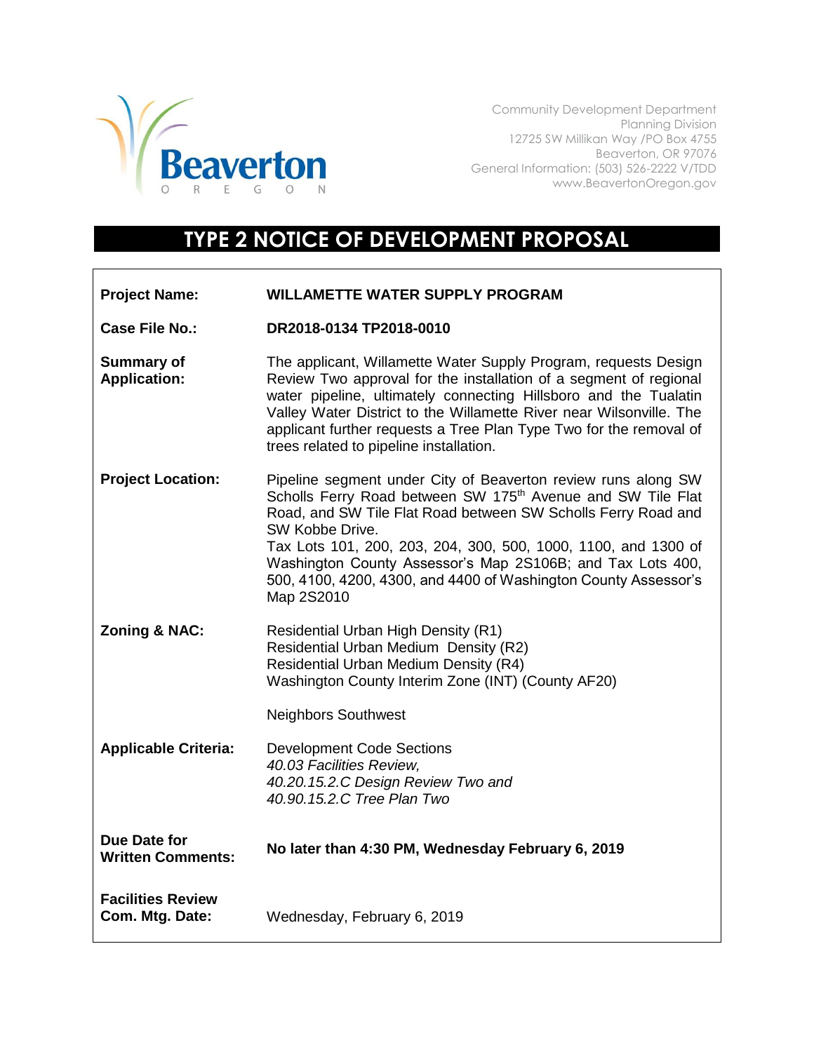Beaverton
OREGON

Community Development Department
Planning Division
12725 SW Millikan Way /PO Box 4755
Beaverton, OR 97076
General Information: (503) 526-2222 V/TDD
www.BeavertonOregon.gov

# TYPE 2 NOTICE OF DEVELOPMENT PROPOSAL

| | |
|---|---|
| **Project Name:** | **WILLAMETTE WATER SUPPLY PROGRAM** |
| **Case File No.:** | **DR2018-0134 TP2018-0010** |
| **Summary of Application:** | The applicant, Willamette Water Supply Program, requests Design Review Two approval for the installation of a segment of regional water pipeline, ultimately connecting Hillsboro and the Tualatin Valley Water District to the Willamette River near Wilsonville. The applicant further requests a Tree Plan Type Two for the removal of trees related to pipeline installation. |
| **Project Location:** | Pipeline segment under City of Beaverton review runs along SW Scholls Ferry Road between SW 175th Avenue and SW Tile Flat Road, and SW Tile Flat Road between SW Scholls Ferry Road and SW Kobbe Drive.<br>Tax Lots 101, 200, 203, 204, 300, 500, 1000, 1100, and 1300 of Washington County Assessor's Map 2S106B; and Tax Lots 400, 500, 4100, 4200, 4300, and 4400 of Washington County Assessor's Map 2S2010 |
| **Zoning & NAC:** | Residential Urban High Density (R1)<br>Residential Urban Medium Density (R2)<br>Residential Urban Medium Density (R4)<br>Washington County Interim Zone (INT) (County AF20)<br><br>Neighbors Southwest |
| **Applicable Criteria:** | Development Code Sections<br>*40.03 Facilities Review,*<br>*40.20.15.2.C Design Review Two and*<br>*40.90.15.2.C Tree Plan Two* |
| **Due Date for Written Comments:** | **No later than 4:30 PM, Wednesday February 6, 2019** |
| **Facilities Review Com. Mtg. Date:** | Wednesday, February 6, 2019 |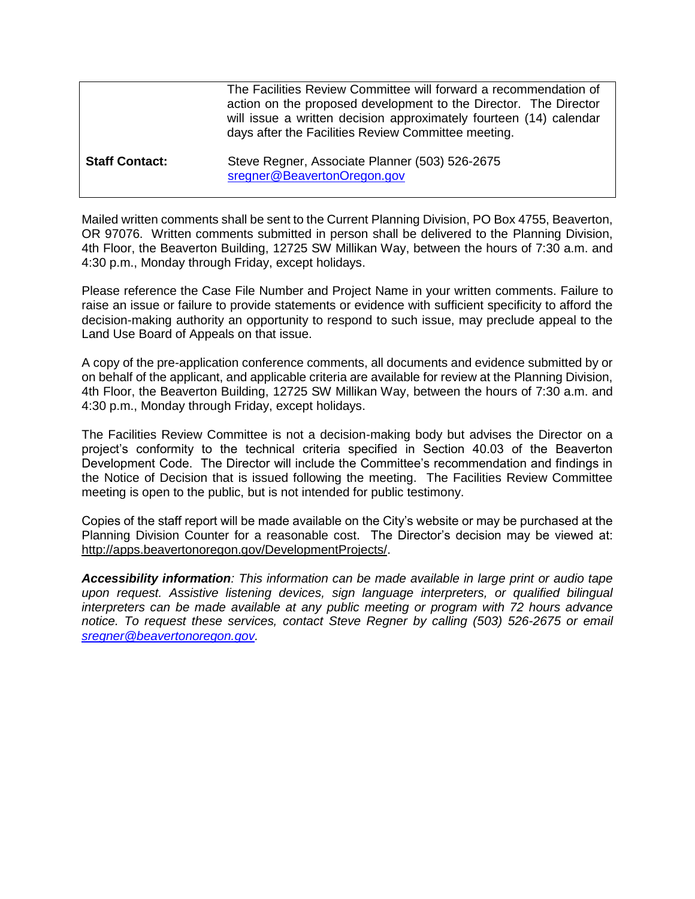| | |
|---|---|
| | The Facilities Review Committee will forward a recommendation of action on the proposed development to the Director. The Director will issue a written decision approximately fourteen (14) calendar days after the Facilities Review Committee meeting. |
| **Staff Contact:** | Steve Regner, Associate Planner (503) 526-2675 sregner@BeavertonOregon.gov |

Mailed written comments shall be sent to the Current Planning Division, PO Box 4755, Beaverton, OR 97076. Written comments submitted in person shall be delivered to the Planning Division, 4th Floor, the Beaverton Building, 12725 SW Millikan Way, between the hours of 7:30 a.m. and 4:30 p.m., Monday through Friday, except holidays.

Please reference the Case File Number and Project Name in your written comments. Failure to raise an issue or failure to provide statements or evidence with sufficient specificity to afford the decision-making authority an opportunity to respond to such issue, may preclude appeal to the Land Use Board of Appeals on that issue.

A copy of the pre-application conference comments, all documents and evidence submitted by or on behalf of the applicant, and applicable criteria are available for review at the Planning Division, 4th Floor, the Beaverton Building, 12725 SW Millikan Way, between the hours of 7:30 a.m. and 4:30 p.m., Monday through Friday, except holidays.

The Facilities Review Committee is not a decision-making body but advises the Director on a project's conformity to the technical criteria specified in Section 40.03 of the Beaverton Development Code. The Director will include the Committee's recommendation and findings in the Notice of Decision that is issued following the meeting. The Facilities Review Committee meeting is open to the public, but is not intended for public testimony.

Copies of the staff report will be made available on the City's website or may be purchased at the Planning Division Counter for a reasonable cost. The Director's decision may be viewed at: http://apps.beavertonoregon.gov/DevelopmentProjects/.

***Accessibility information****: This information can be made available in large print or audio tape upon request. Assistive listening devices, sign language interpreters, or qualified bilingual interpreters can be made available at any public meeting or program with 72 hours advance notice. To request these services, contact Steve Regner by calling (503) 526-2675 or email sregner@beavertonoregon.gov.*